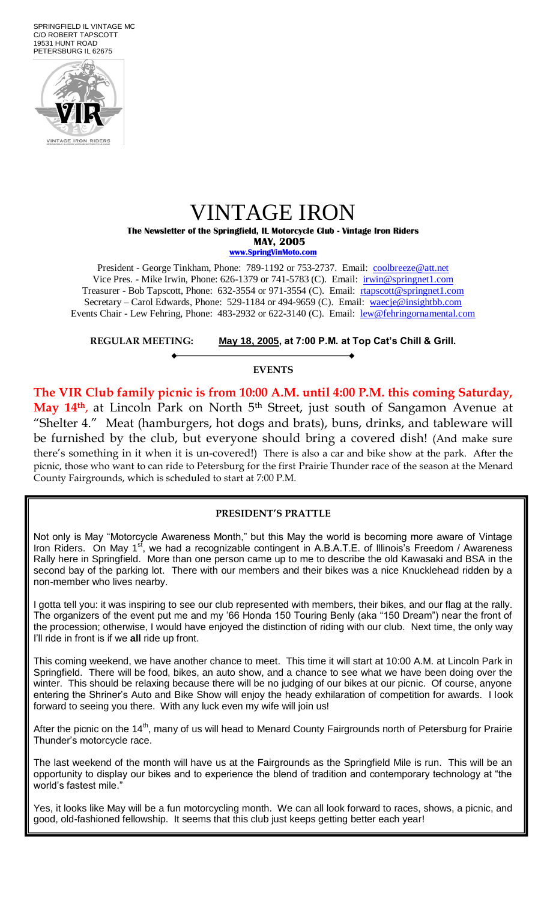SPRINGFIELD IL VINTAGE MC
C/O ROBERT TAPSCOTT
19531 HUNT ROAD
PETERSBURG IL 62675

# VINTAGE IRON

**The Newsletter of the Springfield, IL Motorcycle Club - Vintage Iron Riders**

**MAY, 2005**

**www.SpringVinMoto.com**

President - George Tinkham, Phone: 789-1192 or 753-2737. Email: coolbreeze@att.net
Vice Pres. - Mike Irwin, Phone: 626-1379 or 741-5783 (C). Email: irwin@springnet1.com
Treasurer - Bob Tapscott, Phone: 632-3554 or 971-3554 (C). Email: rtapscott@springnet1.com
Secretary – Carol Edwards, Phone: 529-1184 or 494-9659 (C). Email: waecje@insightbb.com
Events Chair - Lew Fehring, Phone: 483-2932 or 622-3140 (C). Email: lew@fehringornamental.com

**REGULAR MEETING:** **May 18, 2005, at 7:00 P.M. at Top Cat's Chill & Grill.**

## EVENTS

**The VIR Club family picnic is from 10:00 A.M. until 4:00 P.M. this coming Saturday, May 14th,** at Lincoln Park on North 5th Street, just south of Sangamon Avenue at "Shelter 4." Meat (hamburgers, hot dogs and brats), buns, drinks, and tableware will be furnished by the club, but everyone should bring a covered dish! (And make sure there's something in it when it is un-covered!) There is also a car and bike show at the park. After the picnic, those who want to can ride to Petersburg for the first Prairie Thunder race of the season at the Menard County Fairgrounds, which is scheduled to start at 7:00 P.M.

## PRESIDENT'S PRATTLE

Not only is May "Motorcycle Awareness Month," but this May the world is becoming more aware of Vintage Iron Riders. On May 1st, we had a recognizable contingent in A.B.A.T.E. of Illinois's Freedom / Awareness Rally here in Springfield. More than one person came up to me to describe the old Kawasaki and BSA in the second bay of the parking lot. There with our members and their bikes was a nice Knucklehead ridden by a non-member who lives nearby.

I gotta tell you: it was inspiring to see our club represented with members, their bikes, and our flag at the rally. The organizers of the event put me and my '66 Honda 150 Touring Benly (aka "150 Dream") near the front of the procession; otherwise, I would have enjoyed the distinction of riding with our club. Next time, the only way I'll ride in front is if we **all** ride up front.

This coming weekend, we have another chance to meet. This time it will start at 10:00 A.M. at Lincoln Park in Springfield. There will be food, bikes, an auto show, and a chance to see what we have been doing over the winter. This should be relaxing because there will be no judging of our bikes at our picnic. Of course, anyone entering the Shriner's Auto and Bike Show will enjoy the heady exhilaration of competition for awards. I look forward to seeing you there. With any luck even my wife will join us!

After the picnic on the 14th, many of us will head to Menard County Fairgrounds north of Petersburg for Prairie Thunder's motorcycle race.

The last weekend of the month will have us at the Fairgrounds as the Springfield Mile is run. This will be an opportunity to display our bikes and to experience the blend of tradition and contemporary technology at "the world's fastest mile."

Yes, it looks like May will be a fun motorcycling month. We can all look forward to races, shows, a picnic, and good, old-fashioned fellowship. It seems that this club just keeps getting better each year!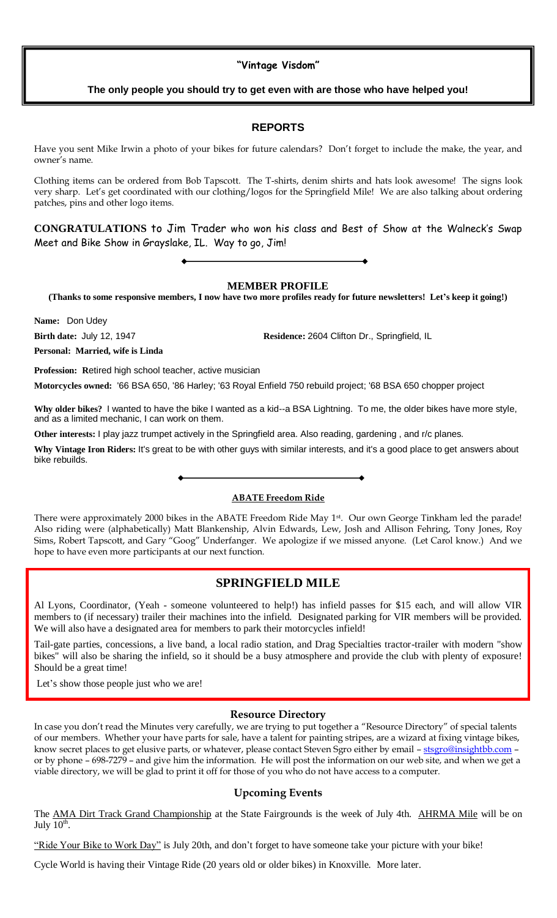**"Vintage Visdom"**

**The only people you should try to get even with are those who have helped you!**

## REPORTS

Have you sent Mike Irwin a photo of your bikes for future calendars? Don't forget to include the make, the year, and owner's name.

Clothing items can be ordered from Bob Tapscott. The T-shirts, denim shirts and hats look awesome! The signs look very sharp. Let's get coordinated with our clothing/logos for the Springfield Mile! We are also talking about ordering patches, pins and other logo items.

**CONGRATULATIONS** to Jim Trader who won his class and Best of Show at the Walneck's Swap Meet and Bike Show in Grayslake, IL. Way to go, Jim!

## MEMBER PROFILE

**(Thanks to some responsive members, I now have two more profiles ready for future newsletters! Let's keep it going!)**

**Name:** Don Udey

**Birth date:** July 12, 1947

**Residence:** 2604 Clifton Dr., Springfield, IL

**Personal: Married, wife is Linda**

**Profession:** Retired high school teacher, active musician

**Motorcycles owned:** '66 BSA 650, '86 Harley; '63 Royal Enfield 750 rebuild project; '68 BSA 650 chopper project

**Why older bikes?** I wanted to have the bike I wanted as a kid--a BSA Lightning. To me, the older bikes have more style, and as a limited mechanic, I can work on them.

**Other interests:** I play jazz trumpet actively in the Springfield area. Also reading, gardening , and r/c planes.

**Why Vintage Iron Riders:** It's great to be with other guys with similar interests, and it's a good place to get answers about bike rebuilds.

### ABATE Freedom Ride

There were approximately 2000 bikes in the ABATE Freedom Ride May 1st. Our own George Tinkham led the parade! Also riding were (alphabetically) Matt Blankenship, Alvin Edwards, Lew, Josh and Allison Fehring, Tony Jones, Roy Sims, Robert Tapscott, and Gary "Goog" Underfanger. We apologize if we missed anyone. (Let Carol know.) And we hope to have even more participants at our next function.

## SPRINGFIELD MILE

Al Lyons, Coordinator, (Yeah - someone volunteered to help!) has infield passes for $15 each, and will allow VIR members to (if necessary) trailer their machines into the infield. Designated parking for VIR members will be provided. We will also have a designated area for members to park their motorcycles infield!

Tail-gate parties, concessions, a live band, a local radio station, and Drag Specialties tractor-trailer with modern "show bikes" will also be sharing the infield, so it should be a busy atmosphere and provide the club with plenty of exposure! Should be a great time!

Let's show those people just who we are!

### Resource Directory

In case you don't read the Minutes very carefully, we are trying to put together a "Resource Directory" of special talents of our members. Whether your have parts for sale, have a talent for painting stripes, are a wizard at fixing vintage bikes, know secret places to get elusive parts, or whatever, please contact Steven Sgro either by email – stsgro@insightbb.com – or by phone – 698-7279 – and give him the information. He will post the information on our web site, and when we get a viable directory, we will be glad to print it off for those of you who do not have access to a computer.

### Upcoming Events

The AMA Dirt Track Grand Championship at the State Fairgrounds is the week of July 4th. AHRMA Mile will be on July 10th.

"Ride Your Bike to Work Day" is July 20th, and don't forget to have someone take your picture with your bike!

Cycle World is having their Vintage Ride (20 years old or older bikes) in Knoxville. More later.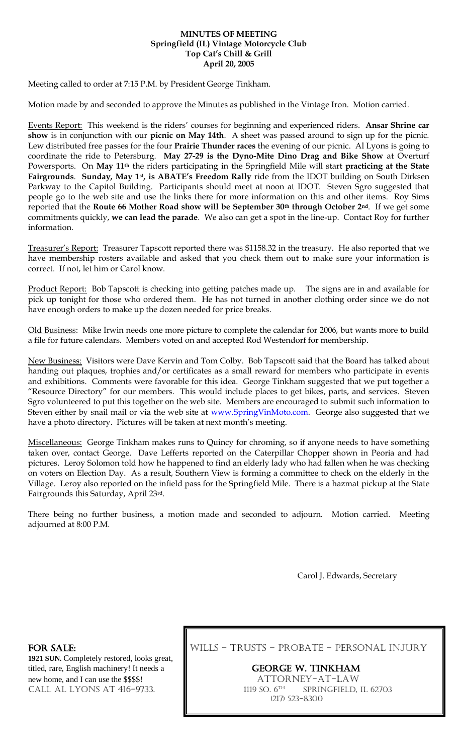**MINUTES OF MEETING**
**Springfield (IL) Vintage Motorcycle Club**
**Top Cat's Chill & Grill**
**April 20, 2005**

Meeting called to order at 7:15 P.M. by President George Tinkham.

Motion made by and seconded to approve the Minutes as published in the Vintage Iron. Motion carried.

Events Report: This weekend is the riders' courses for beginning and experienced riders. **Ansar Shrine car show** is in conjunction with our **picnic on May 14th**. A sheet was passed around to sign up for the picnic. Lew distributed free passes for the four **Prairie Thunder races** the evening of our picnic. Al Lyons is going to coordinate the ride to Petersburg. **May 27-29 is the Dyno-Mite Dino Drag and Bike Show** at Overturf Powersports. On **May 11th** the riders participating in the Springfield Mile will start **practicing at the State Fairgrounds**. **Sunday, May 1st, is ABATE's Freedom Rally** ride from the IDOT building on South Dirksen Parkway to the Capitol Building. Participants should meet at noon at IDOT. Steven Sgro suggested that people go to the web site and use the links there for more information on this and other items. Roy Sims reported that the **Route 66 Mother Road show will be September 30th through October 2nd**. If we get some commitments quickly, **we can lead the parade**. We also can get a spot in the line-up. Contact Roy for further information.

Treasurer's Report: Treasurer Tapscott reported there was $1158.32 in the treasury. He also reported that we have membership rosters available and asked that you check them out to make sure your information is correct. If not, let him or Carol know.

Product Report: Bob Tapscott is checking into getting patches made up. The signs are in and available for pick up tonight for those who ordered them. He has not turned in another clothing order since we do not have enough orders to make up the dozen needed for price breaks.

Old Business: Mike Irwin needs one more picture to complete the calendar for 2006, but wants more to build a file for future calendars. Members voted on and accepted Rod Westendorf for membership.

New Business: Visitors were Dave Kervin and Tom Colby. Bob Tapscott said that the Board has talked about handing out plaques, trophies and/or certificates as a small reward for members who participate in events and exhibitions. Comments were favorable for this idea. George Tinkham suggested that we put together a "Resource Directory" for our members. This would include places to get bikes, parts, and services. Steven Sgro volunteered to put this together on the web site. Members are encouraged to submit such information to Steven either by snail mail or via the web site at www.SpringVinMoto.com. George also suggested that we have a photo directory. Pictures will be taken at next month's meeting.

Miscellaneous: George Tinkham makes runs to Quincy for chroming, so if anyone needs to have something taken over, contact George. Dave Lefferts reported on the Caterpillar Chopper shown in Peoria and had pictures. Leroy Solomon told how he happened to find an elderly lady who had fallen when he was checking on voters on Election Day. As a result, Southern View is forming a committee to check on the elderly in the Village. Leroy also reported on the infield pass for the Springfield Mile. There is a hazmat pickup at the State Fairgrounds this Saturday, April 23rd.

There being no further business, a motion made and seconded to adjourn. Motion carried. Meeting adjourned at 8:00 P.M.

Carol J. Edwards, Secretary

**FOR SALE:**
**1921 SUN.** Completely restored, looks great, titled, rare, English machinery! It needs a new home, and I can use the $$$$!
CALL AL LYONS AT 416-9733.

WILLS – TRUSTS – PROBATE – PERSONAL INJURY

**GEORGE W. TINKHAM**
ATTORNEY-AT-LAW
1119 SO. 6TH SPRINGFIELD, IL 62703
(217) 523-8300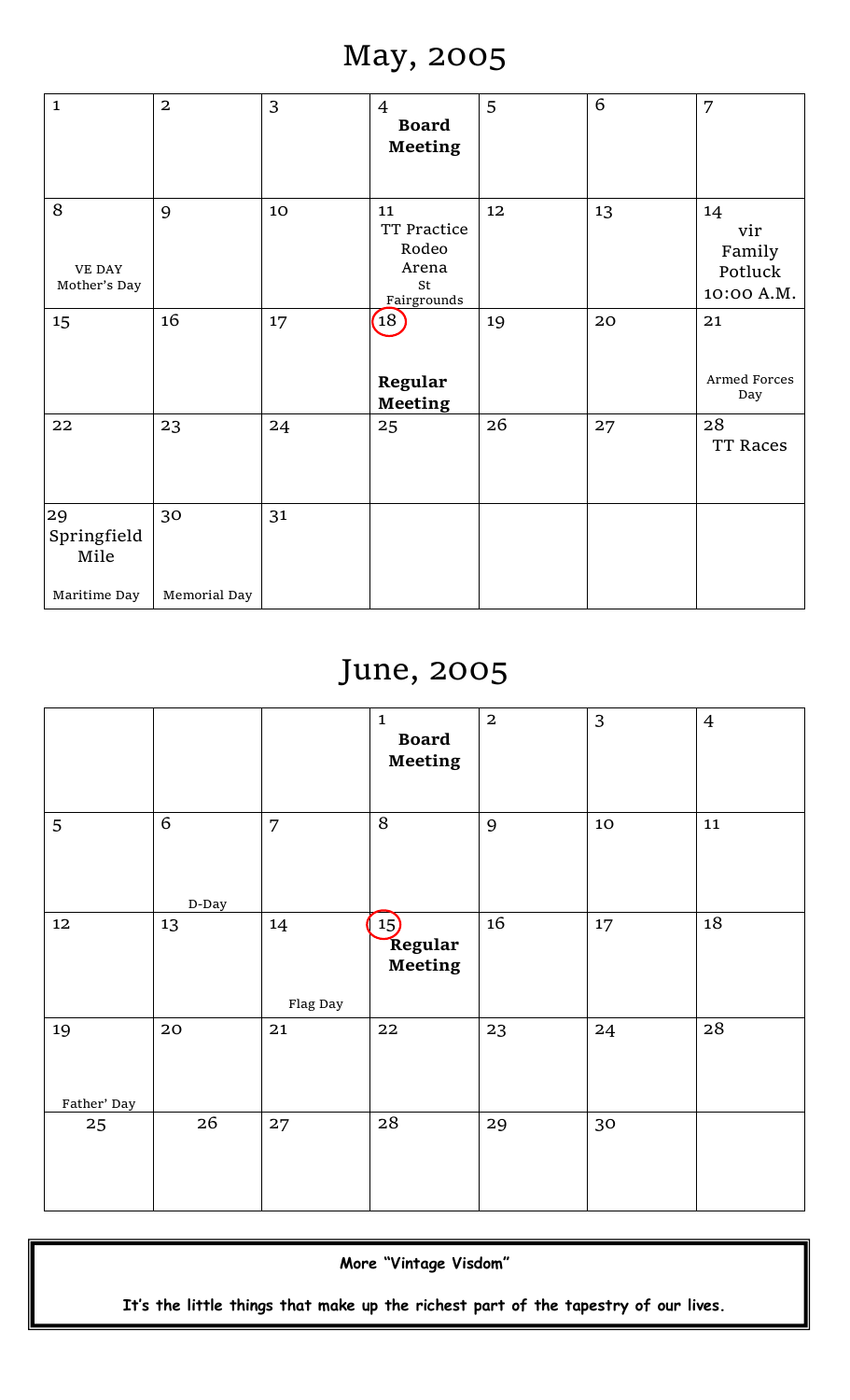# May, 2005

| | | | | | | |
|---|---|---|---|---|---|---|
| 1 | 2 | 3 | 4 **Board Meeting** | 5 | 6 | 7 |
| 8 VE DAY Mother's Day | 9 | 10 | 11 TT Practice Rodeo Arena St Fairgrounds | 12 | 13 | 14 vir Family Potluck 10:00 A.M. |
| 15 | 16 | 17 | 18 **Regular Meeting** | 19 | 20 | 21 Armed Forces Day |
| 22 | 23 | 24 | 25 | 26 | 27 | 28 TT Races |
| 29 Springfield Mile Maritime Day | 30 Memorial Day | 31 | | | | |

# June, 2005

| | | | | | | |
|---|---|---|---|---|---|---|
| | | | 1 **Board Meeting** | 2 | 3 | 4 |
| 5 | 6 D-Day | 7 | 8 | 9 | 10 | 11 |
| 12 | 13 | 14 Flag Day | 15 **Regular Meeting** | 16 | 17 | 18 |
| 19 Father' Day | 20 | 21 | 22 | 23 | 24 | 28 |
| 25 | 26 | 27 | 28 | 29 | 30 | |

**More "Vintage Visdom"**

**It's the little things that make up the richest part of the tapestry of our lives.**